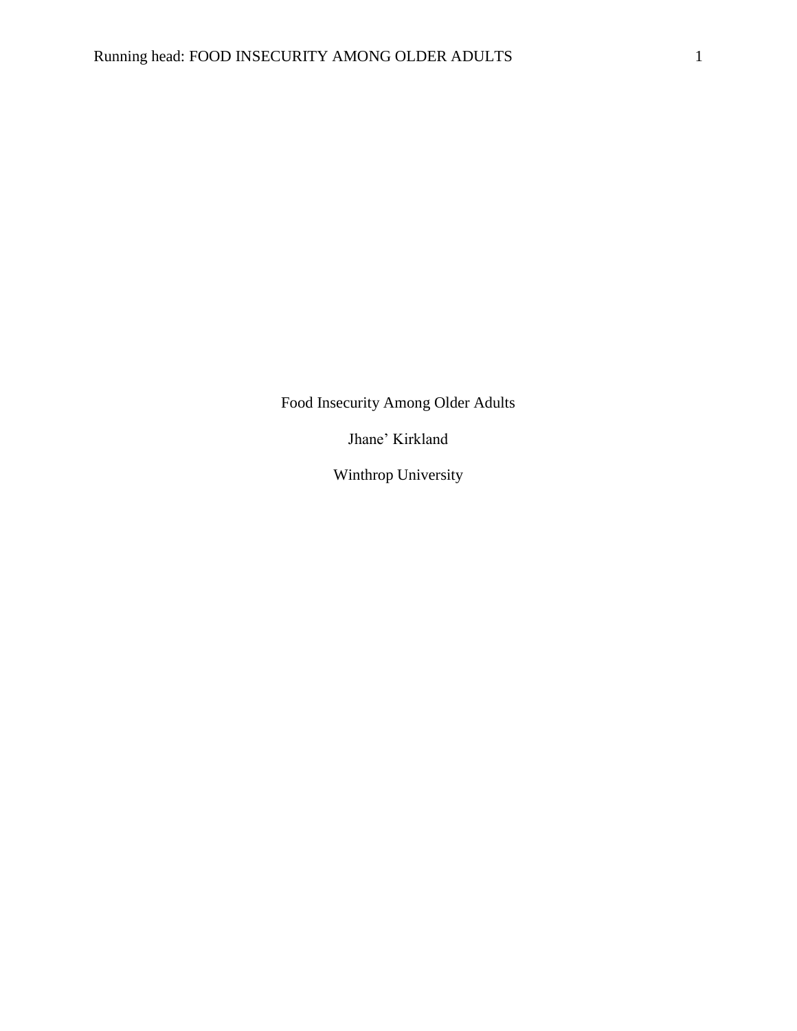# Food Insecurity Among Older Adults

Jhane' Kirkland

Winthrop University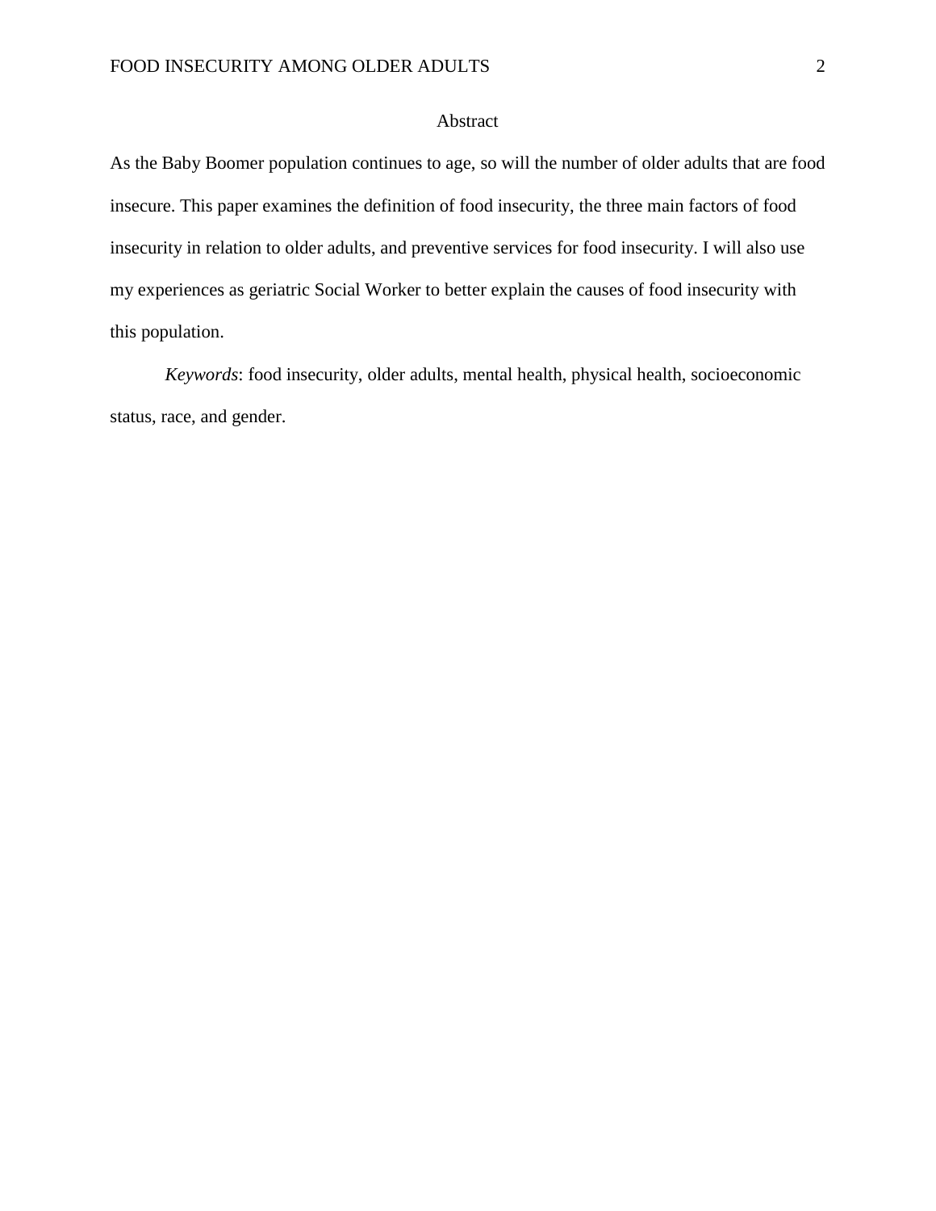# Abstract

As the Baby Boomer population continues to age, so will the number of older adults that are food insecure. This paper examines the definition of food insecurity, the three main factors of food insecurity in relation to older adults, and preventive services for food insecurity. I will also use my experiences as geriatric Social Worker to better explain the causes of food insecurity with this population.

*Keywords*: food insecurity, older adults, mental health, physical health, socioeconomic status, race, and gender.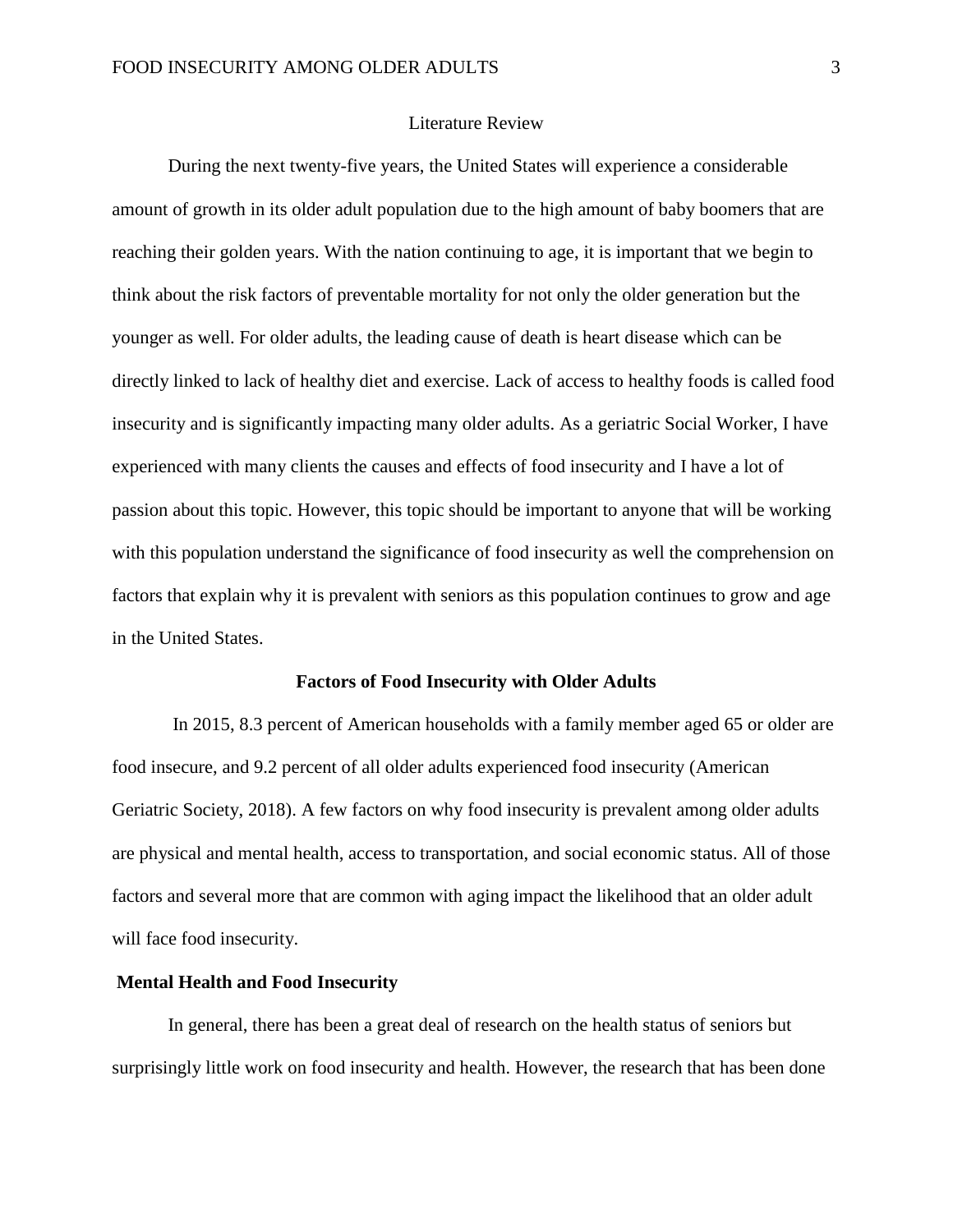## Literature Review

During the next twenty-five years, the United States will experience a considerable amount of growth in its older adult population due to the high amount of baby boomers that are reaching their golden years. With the nation continuing to age, it is important that we begin to think about the risk factors of preventable mortality for not only the older generation but the younger as well. For older adults, the leading cause of death is heart disease which can be directly linked to lack of healthy diet and exercise. Lack of access to healthy foods is called food insecurity and is significantly impacting many older adults. As a geriatric Social Worker, I have experienced with many clients the causes and effects of food insecurity and I have a lot of passion about this topic. However, this topic should be important to anyone that will be working with this population understand the significance of food insecurity as well the comprehension on factors that explain why it is prevalent with seniors as this population continues to grow and age in the United States.

### Factors of Food Insecurity with Older Adults

In 2015, 8.3 percent of American households with a family member aged 65 or older are food insecure, and 9.2 percent of all older adults experienced food insecurity (American Geriatric Society, 2018). A few factors on why food insecurity is prevalent among older adults are physical and mental health, access to transportation, and social economic status. All of those factors and several more that are common with aging impact the likelihood that an older adult will face food insecurity.

#### Mental Health and Food Insecurity

In general, there has been a great deal of research on the health status of seniors but surprisingly little work on food insecurity and health. However, the research that has been done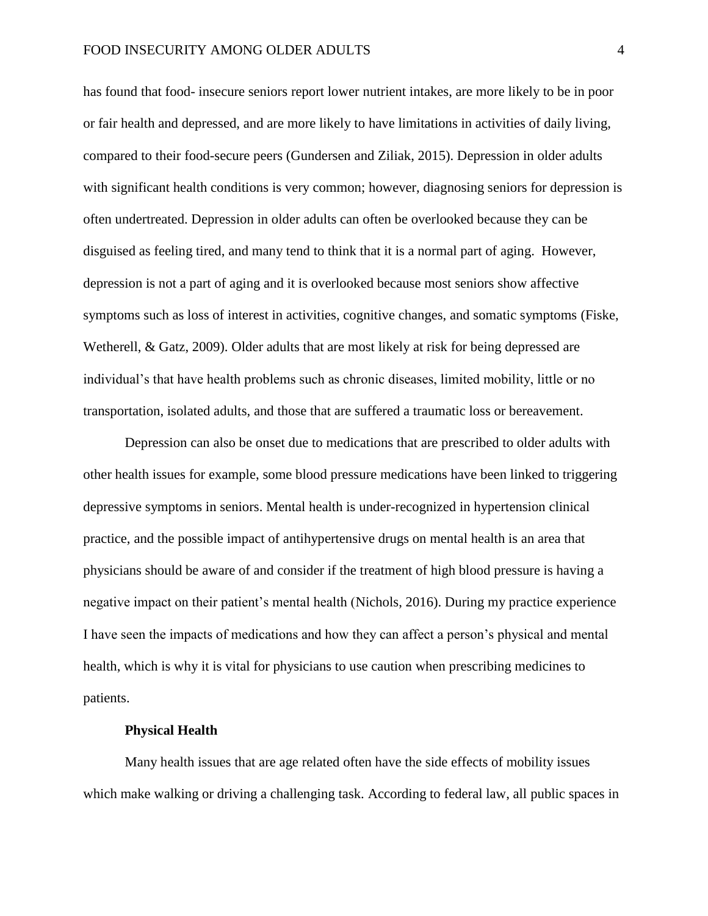has found that food- insecure seniors report lower nutrient intakes, are more likely to be in poor or fair health and depressed, and are more likely to have limitations in activities of daily living, compared to their food-secure peers (Gundersen and Ziliak, 2015). Depression in older adults with significant health conditions is very common; however, diagnosing seniors for depression is often undertreated. Depression in older adults can often be overlooked because they can be disguised as feeling tired, and many tend to think that it is a normal part of aging.  However, depression is not a part of aging and it is overlooked because most seniors show affective symptoms such as loss of interest in activities, cognitive changes, and somatic symptoms (Fiske, Wetherell, & Gatz, 2009). Older adults that are most likely at risk for being depressed are individual's that have health problems such as chronic diseases, limited mobility, little or no transportation, isolated adults, and those that are suffered a traumatic loss or bereavement.

Depression can also be onset due to medications that are prescribed to older adults with other health issues for example, some blood pressure medications have been linked to triggering depressive symptoms in seniors. Mental health is under-recognized in hypertension clinical practice, and the possible impact of antihypertensive drugs on mental health is an area that physicians should be aware of and consider if the treatment of high blood pressure is having a negative impact on their patient's mental health (Nichols, 2016). During my practice experience I have seen the impacts of medications and how they can affect a person's physical and mental health, which is why it is vital for physicians to use caution when prescribing medicines to patients.

**Physical Health**

Many health issues that are age related often have the side effects of mobility issues which make walking or driving a challenging task. According to federal law, all public spaces in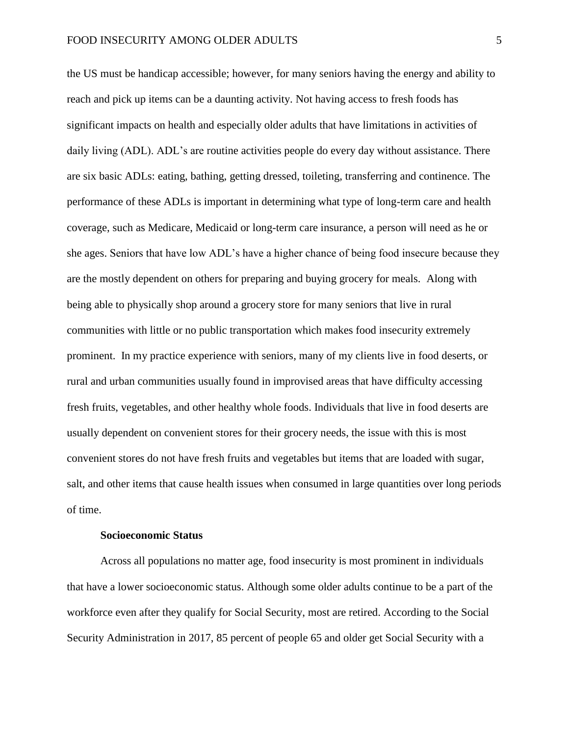the US must be handicap accessible; however, for many seniors having the energy and ability to reach and pick up items can be a daunting activity. Not having access to fresh foods has significant impacts on health and especially older adults that have limitations in activities of daily living (ADL). ADL's are routine activities people do every day without assistance. There are six basic ADLs: eating, bathing, getting dressed, toileting, transferring and continence. The performance of these ADLs is important in determining what type of long-term care and health coverage, such as Medicare, Medicaid or long-term care insurance, a person will need as he or she ages. Seniors that have low ADL's have a higher chance of being food insecure because they are the mostly dependent on others for preparing and buying grocery for meals. Along with being able to physically shop around a grocery store for many seniors that live in rural communities with little or no public transportation which makes food insecurity extremely prominent. In my practice experience with seniors, many of my clients live in food deserts, or rural and urban communities usually found in improvised areas that have difficulty accessing fresh fruits, vegetables, and other healthy whole foods. Individuals that live in food deserts are usually dependent on convenient stores for their grocery needs, the issue with this is most convenient stores do not have fresh fruits and vegetables but items that are loaded with sugar, salt, and other items that cause health issues when consumed in large quantities over long periods of time.

### Socioeconomic Status

Across all populations no matter age, food insecurity is most prominent in individuals that have a lower socioeconomic status. Although some older adults continue to be a part of the workforce even after they qualify for Social Security, most are retired. According to the Social Security Administration in 2017, 85 percent of people 65 and older get Social Security with a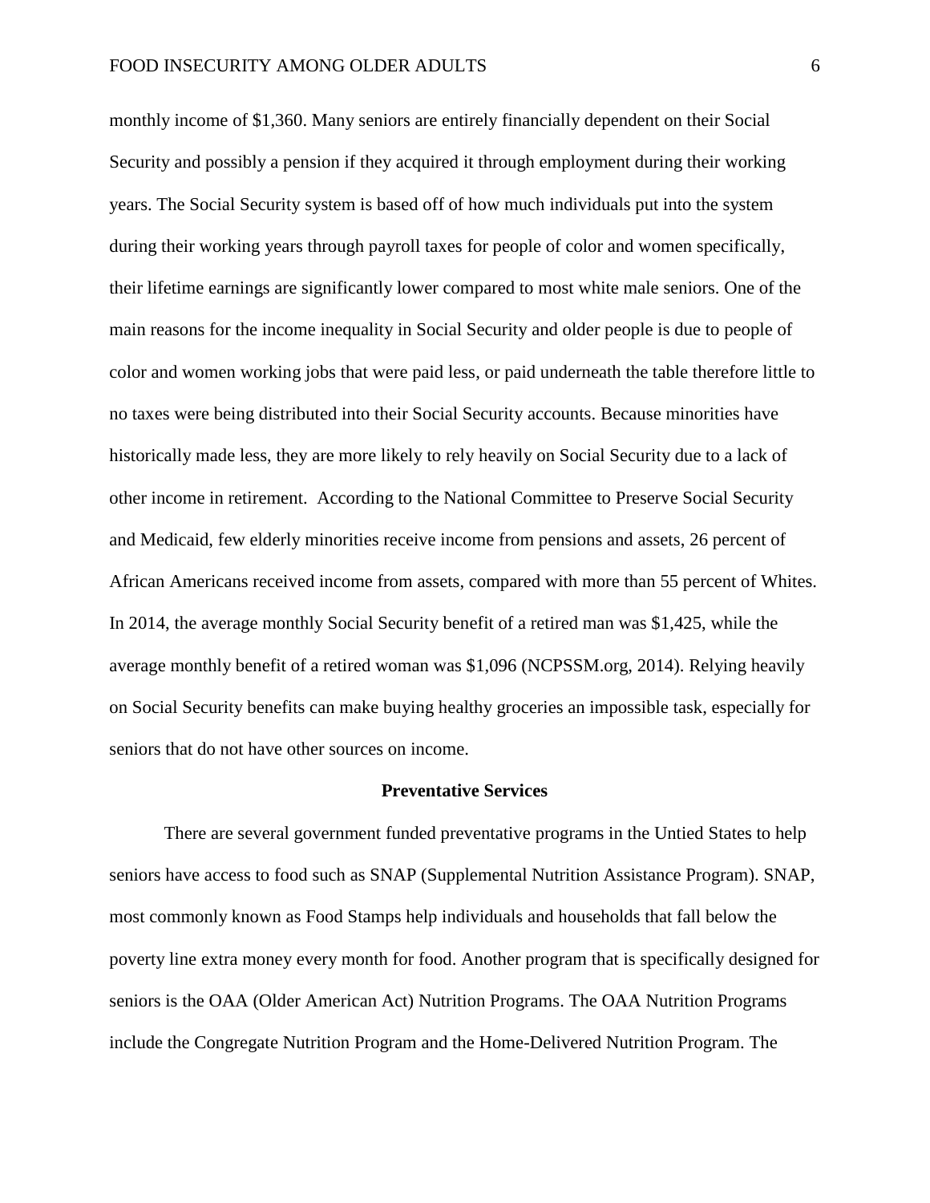monthly income of $1,360. Many seniors are entirely financially dependent on their Social Security and possibly a pension if they acquired it through employment during their working years. The Social Security system is based off of how much individuals put into the system during their working years through payroll taxes for people of color and women specifically, their lifetime earnings are significantly lower compared to most white male seniors. One of the main reasons for the income inequality in Social Security and older people is due to people of color and women working jobs that were paid less, or paid underneath the table therefore little to no taxes were being distributed into their Social Security accounts. Because minorities have historically made less, they are more likely to rely heavily on Social Security due to a lack of other income in retirement. According to the National Committee to Preserve Social Security and Medicaid, few elderly minorities receive income from pensions and assets, 26 percent of African Americans received income from assets, compared with more than 55 percent of Whites. In 2014, the average monthly Social Security benefit of a retired man was $1,425, while the average monthly benefit of a retired woman was $1,096 (NCPSSM.org, 2014). Relying heavily on Social Security benefits can make buying healthy groceries an impossible task, especially for seniors that do not have other sources on income.

## Preventative Services

There are several government funded preventative programs in the Untied States to help seniors have access to food such as SNAP (Supplemental Nutrition Assistance Program). SNAP, most commonly known as Food Stamps help individuals and households that fall below the poverty line extra money every month for food. Another program that is specifically designed for seniors is the OAA (Older American Act) Nutrition Programs. The OAA Nutrition Programs include the Congregate Nutrition Program and the Home-Delivered Nutrition Program. The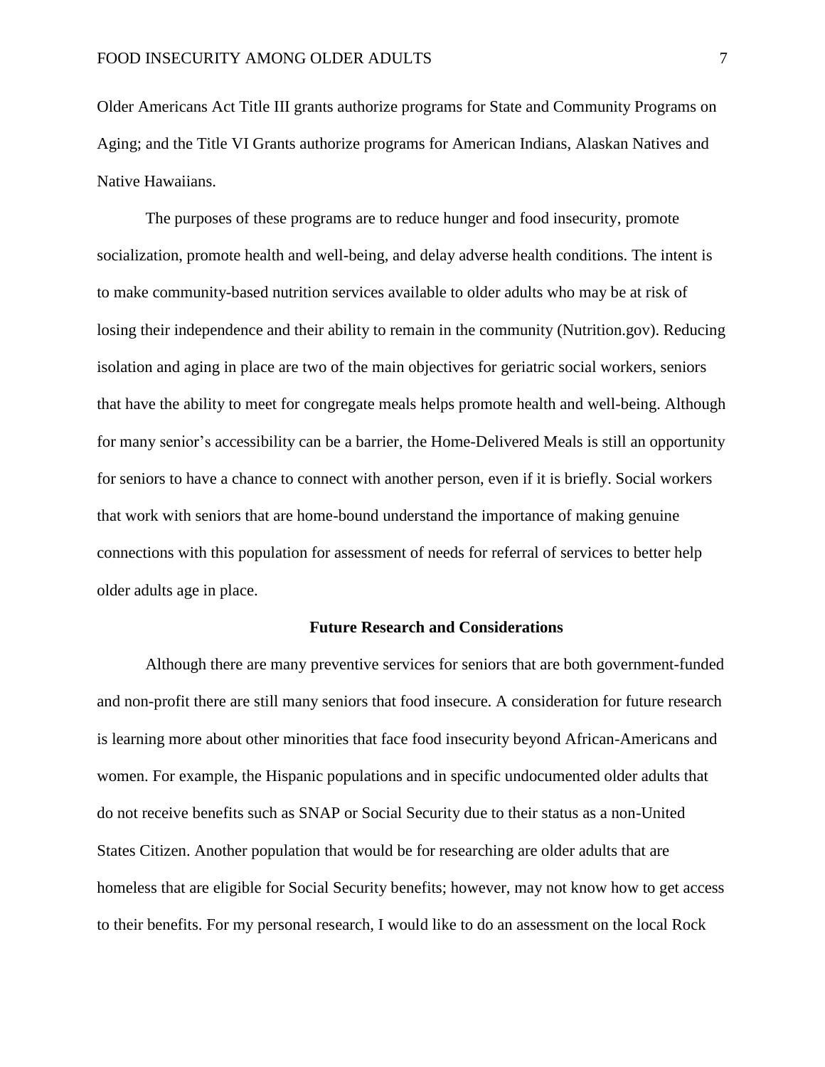Older Americans Act Title III grants authorize programs for State and Community Programs on Aging; and the Title VI Grants authorize programs for American Indians, Alaskan Natives and Native Hawaiians.

The purposes of these programs are to reduce hunger and food insecurity, promote socialization, promote health and well-being, and delay adverse health conditions. The intent is to make community-based nutrition services available to older adults who may be at risk of losing their independence and their ability to remain in the community (Nutrition.gov). Reducing isolation and aging in place are two of the main objectives for geriatric social workers, seniors that have the ability to meet for congregate meals helps promote health and well-being. Although for many senior's accessibility can be a barrier, the Home-Delivered Meals is still an opportunity for seniors to have a chance to connect with another person, even if it is briefly. Social workers that work with seniors that are home-bound understand the importance of making genuine connections with this population for assessment of needs for referral of services to better help older adults age in place.

## Future Research and Considerations

Although there are many preventive services for seniors that are both government-funded and non-profit there are still many seniors that food insecure. A consideration for future research is learning more about other minorities that face food insecurity beyond African-Americans and women. For example, the Hispanic populations and in specific undocumented older adults that do not receive benefits such as SNAP or Social Security due to their status as a non-United States Citizen. Another population that would be for researching are older adults that are homeless that are eligible for Social Security benefits; however, may not know how to get access to their benefits. For my personal research, I would like to do an assessment on the local Rock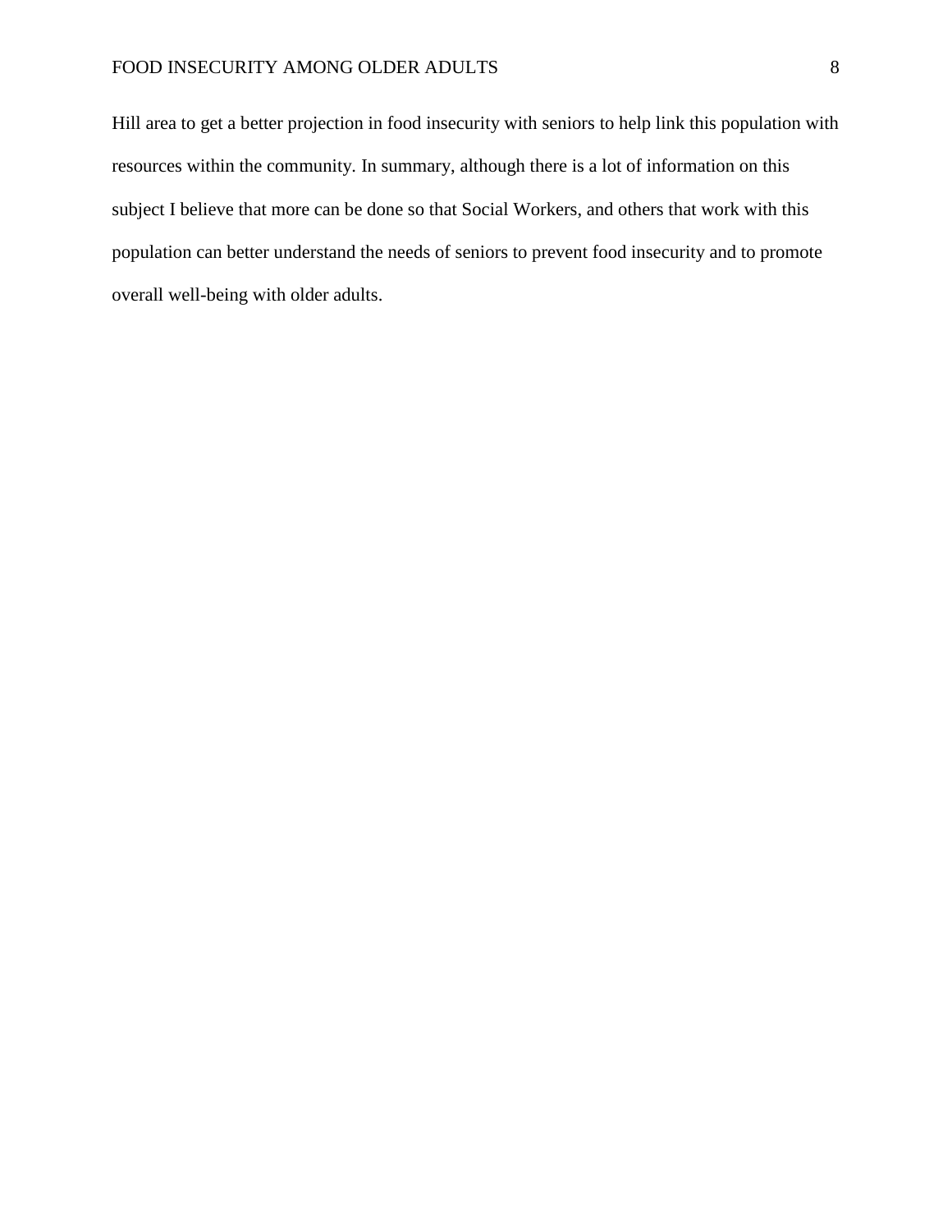Hill area to get a better projection in food insecurity with seniors to help link this population with resources within the community. In summary, although there is a lot of information on this subject I believe that more can be done so that Social Workers, and others that work with this population can better understand the needs of seniors to prevent food insecurity and to promote overall well-being with older adults.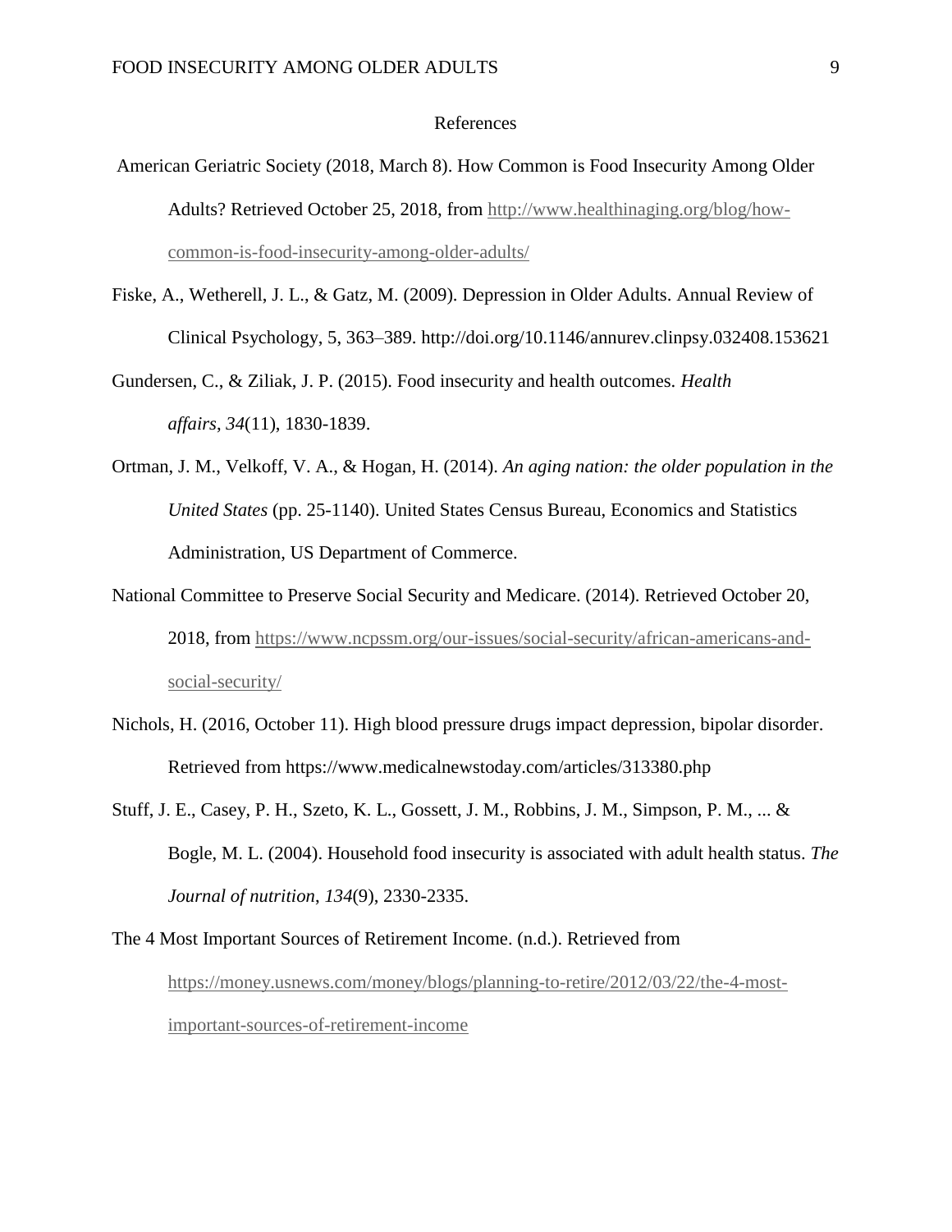# References

American Geriatric Society (2018, March 8). How Common is Food Insecurity Among Older Adults? Retrieved October 25, 2018, from http://www.healthinaging.org/blog/how-common-is-food-insecurity-among-older-adults/

Fiske, A., Wetherell, J. L., & Gatz, M. (2009). Depression in Older Adults. Annual Review of Clinical Psychology, 5, 363–389. http://doi.org/10.1146/annurev.clinpsy.032408.153621

Gundersen, C., & Ziliak, J. P. (2015). Food insecurity and health outcomes. *Health affairs*, *34*(11), 1830-1839.

Ortman, J. M., Velkoff, V. A., & Hogan, H. (2014). *An aging nation: the older population in the United States* (pp. 25-1140). United States Census Bureau, Economics and Statistics Administration, US Department of Commerce.

National Committee to Preserve Social Security and Medicare. (2014). Retrieved October 20, 2018, from https://www.ncpssm.org/our-issues/social-security/african-americans-and-social-security/

Nichols, H. (2016, October 11). High blood pressure drugs impact depression, bipolar disorder. Retrieved from https://www.medicalnewstoday.com/articles/313380.php

Stuff, J. E., Casey, P. H., Szeto, K. L., Gossett, J. M., Robbins, J. M., Simpson, P. M., ... & Bogle, M. L. (2004). Household food insecurity is associated with adult health status. *The Journal of nutrition*, *134*(9), 2330-2335.

The 4 Most Important Sources of Retirement Income. (n.d.). Retrieved from https://money.usnews.com/money/blogs/planning-to-retire/2012/03/22/the-4-most-important-sources-of-retirement-income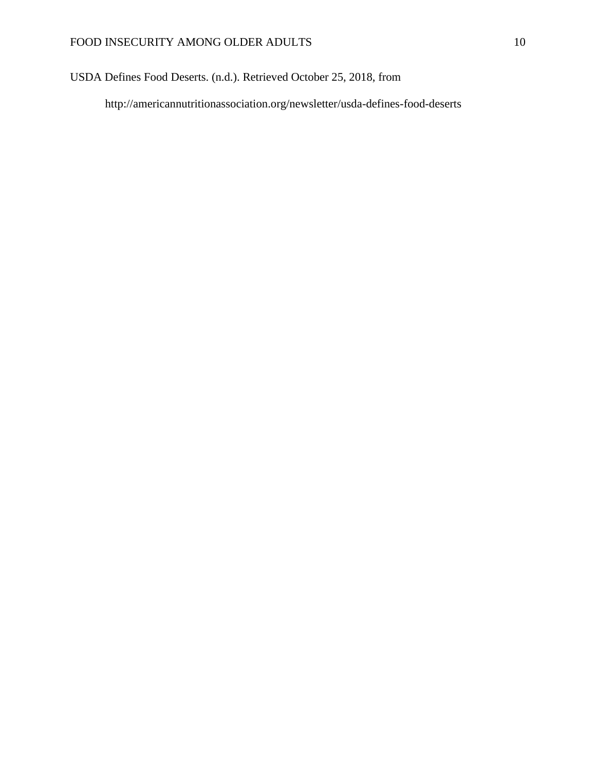USDA Defines Food Deserts. (n.d.). Retrieved October 25, 2018, from http://americannutritionassociation.org/newsletter/usda-defines-food-deserts